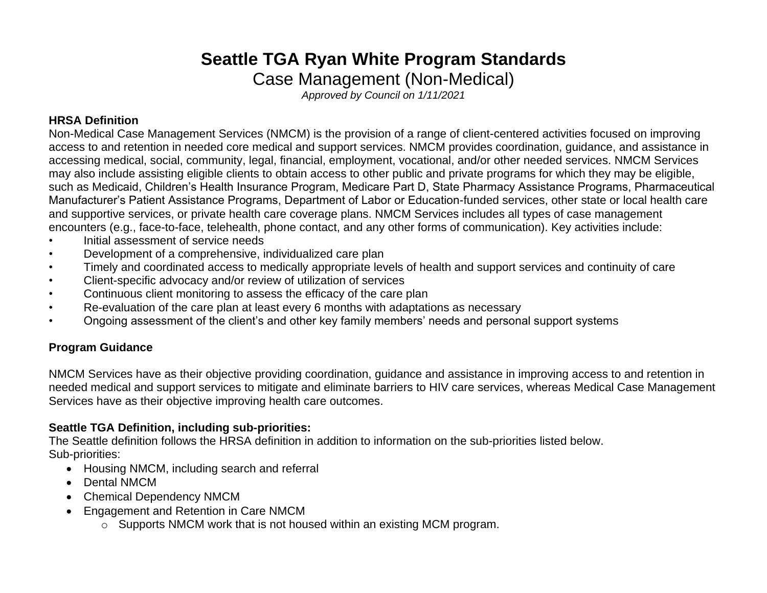# Seattle TGA Ryan White Program Standards

## Case Management (Non-Medical)

*Approved by Council on 1/11/2021*

**HRSA Definition**

Non-Medical Case Management Services (NMCM) is the provision of a range of client-centered activities focused on improving access to and retention in needed core medical and support services. NMCM provides coordination, guidance, and assistance in accessing medical, social, community, legal, financial, employment, vocational, and/or other needed services. NMCM Services may also include assisting eligible clients to obtain access to other public and private programs for which they may be eligible, such as Medicaid, Children's Health Insurance Program, Medicare Part D, State Pharmacy Assistance Programs, Pharmaceutical Manufacturer's Patient Assistance Programs, Department of Labor or Education-funded services, other state or local health care and supportive services, or private health care coverage plans. NMCM Services includes all types of case management encounters (e.g., face-to-face, telehealth, phone contact, and any other forms of communication). Key activities include:

- Initial assessment of service needs
- Development of a comprehensive, individualized care plan
- Timely and coordinated access to medically appropriate levels of health and support services and continuity of care
- Client-specific advocacy and/or review of utilization of services
- Continuous client monitoring to assess the efficacy of the care plan
- Re-evaluation of the care plan at least every 6 months with adaptations as necessary
- Ongoing assessment of the client's and other key family members' needs and personal support systems

**Program Guidance**

NMCM Services have as their objective providing coordination, guidance and assistance in improving access to and retention in needed medical and support services to mitigate and eliminate barriers to HIV care services, whereas Medical Case Management Services have as their objective improving health care outcomes.

**Seattle TGA Definition, including sub-priorities:**

The Seattle definition follows the HRSA definition in addition to information on the sub-priorities listed below.

Sub-priorities:

- Housing NMCM, including search and referral
- Dental NMCM
- Chemical Dependency NMCM
- Engagement and Retention in Care NMCM
  - Supports NMCM work that is not housed within an existing MCM program.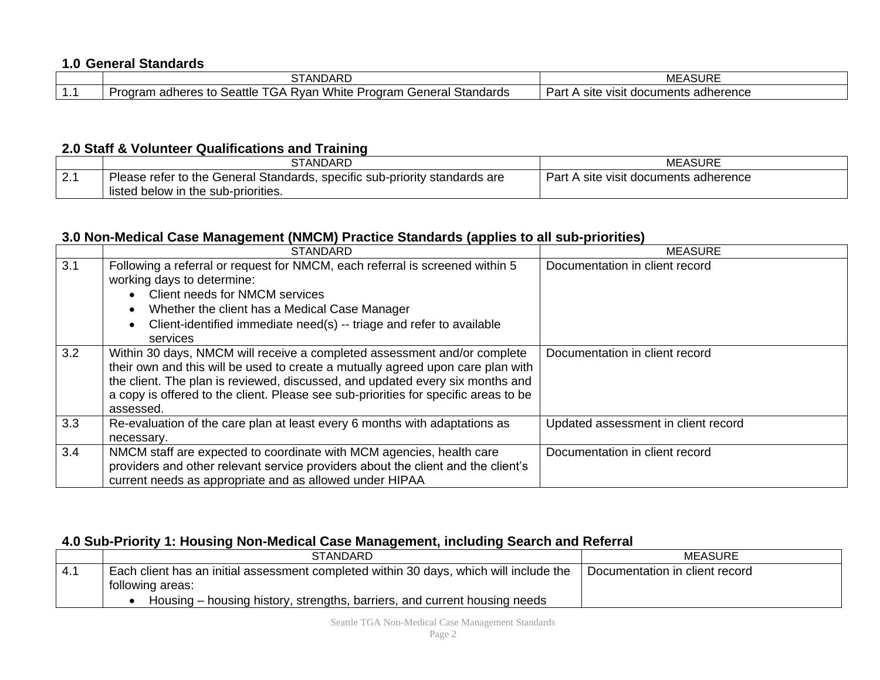## 1.0 General Standards

| | STANDARD | MEASURE |
|---|---|---|
| 1.1 | Program adheres to Seattle TGA Ryan White Program General Standards | Part A site visit documents adherence |

## 2.0 Staff & Volunteer Qualifications and Training

| | STANDARD | MEASURE |
|---|---|---|
| 2.1 | Please refer to the General Standards, specific sub-priority standards are listed below in the sub-priorities. | Part A site visit documents adherence |

## 3.0 Non-Medical Case Management (NMCM) Practice Standards (applies to all sub-priorities)

| | STANDARD | MEASURE |
|---|---|---|
| 3.1 | Following a referral or request for NMCM, each referral is screened within 5 working days to determine: <br>• Client needs for NMCM services <br>• Whether the client has a Medical Case Manager <br>• Client-identified immediate need(s) -- triage and refer to available services | Documentation in client record |
| 3.2 | Within 30 days, NMCM will receive a completed assessment and/or complete their own and this will be used to create a mutually agreed upon care plan with the client. The plan is reviewed, discussed, and updated every six months and a copy is offered to the client. Please see sub-priorities for specific areas to be assessed. | Documentation in client record |
| 3.3 | Re-evaluation of the care plan at least every 6 months with adaptations as necessary. | Updated assessment in client record |
| 3.4 | NMCM staff are expected to coordinate with MCM agencies, health care providers and other relevant service providers about the client and the client's current needs as appropriate and as allowed under HIPAA | Documentation in client record |

## 4.0 Sub-Priority 1: Housing Non-Medical Case Management, including Search and Referral

| | STANDARD | MEASURE |
|---|---|---|
| 4.1 | Each client has an initial assessment completed within 30 days, which will include the following areas: <br>• Housing – housing history, strengths, barriers, and current housing needs | Documentation in client record |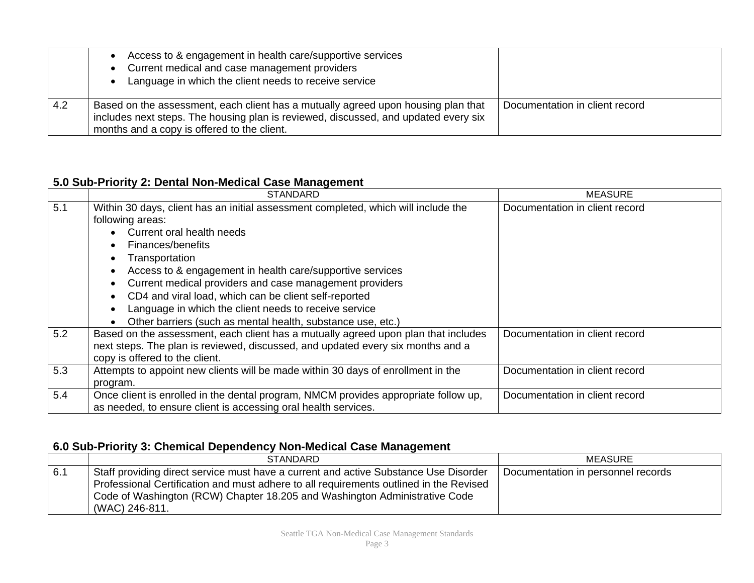| | | |
|---|---|---|
| | • Access to & engagement in health care/supportive services<br>• Current medical and case management providers<br>• Language in which the client needs to receive service | |
| 4.2 | Based on the assessment, each client has a mutually agreed upon housing plan that includes next steps. The housing plan is reviewed, discussed, and updated every six months and a copy is offered to the client. | Documentation in client record |

## 5.0 Sub-Priority 2: Dental Non-Medical Case Management

| | STANDARD | MEASURE |
|---|---|---|
| 5.1 | Within 30 days, client has an initial assessment completed, which will include the following areas:<br>• Current oral health needs<br>• Finances/benefits<br>• Transportation<br>• Access to & engagement in health care/supportive services<br>• Current medical providers and case management providers<br>• CD4 and viral load, which can be client self-reported<br>• Language in which the client needs to receive service<br>• Other barriers (such as mental health, substance use, etc.) | Documentation in client record |
| 5.2 | Based on the assessment, each client has a mutually agreed upon plan that includes next steps. The plan is reviewed, discussed, and updated every six months and a copy is offered to the client. | Documentation in client record |
| 5.3 | Attempts to appoint new clients will be made within 30 days of enrollment in the program. | Documentation in client record |
| 5.4 | Once client is enrolled in the dental program, NMCM provides appropriate follow up, as needed, to ensure client is accessing oral health services. | Documentation in client record |

## 6.0 Sub-Priority 3: Chemical Dependency Non-Medical Case Management

| | STANDARD | MEASURE |
|---|---|---|
| 6.1 | Staff providing direct service must have a current and active Substance Use Disorder Professional Certification and must adhere to all requirements outlined in the Revised Code of Washington (RCW) Chapter 18.205 and Washington Administrative Code (WAC) 246-811. | Documentation in personnel records |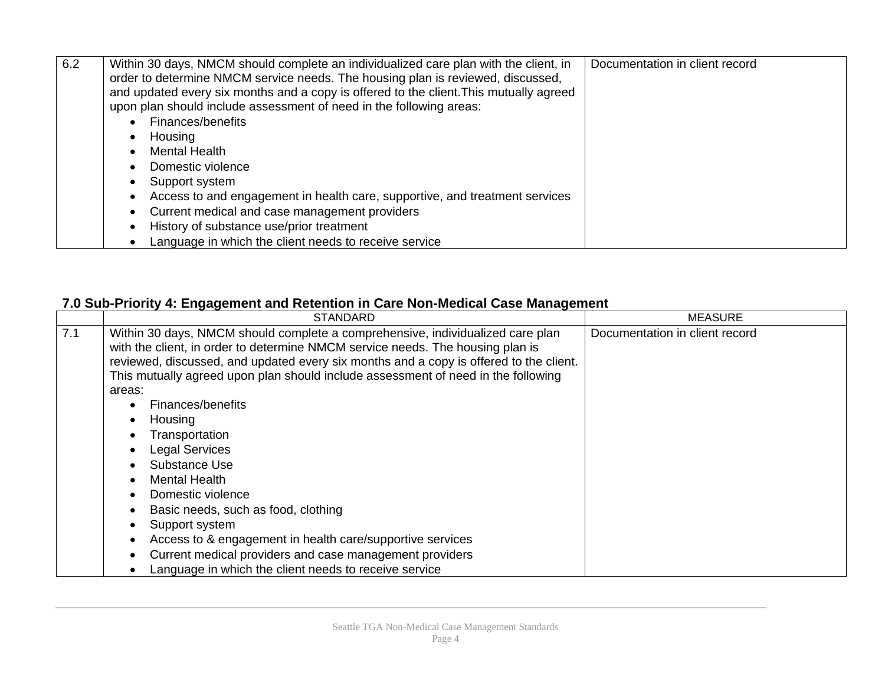| | | |
|---|---|---|
| 6.2 | Within 30 days, NMCM should complete an individualized care plan with the client, in order to determine NMCM service needs. The housing plan is reviewed, discussed, and updated every six months and a copy is offered to the client.This mutually agreed upon plan should include assessment of need in the following areas:<br>• Finances/benefits<br>• Housing<br>• Mental Health<br>• Domestic violence<br>• Support system<br>• Access to and engagement in health care, supportive, and treatment services<br>• Current medical and case management providers<br>• History of substance use/prior treatment<br>• Language in which the client needs to receive service | Documentation in client record |

## 7.0 Sub-Priority 4: Engagement and Retention in Care Non-Medical Case Management

| | STANDARD | MEASURE |
|---|---|---|
| 7.1 | Within 30 days, NMCM should complete a comprehensive, individualized care plan with the client, in order to determine NMCM service needs. The housing plan is reviewed, discussed, and updated every six months and a copy is offered to the client. This mutually agreed upon plan should include assessment of need in the following areas:<br>• Finances/benefits<br>• Housing<br>• Transportation<br>• Legal Services<br>• Substance Use<br>• Mental Health<br>• Domestic violence<br>• Basic needs, such as food, clothing<br>• Support system<br>• Access to & engagement in health care/supportive services<br>• Current medical providers and case management providers<br>• Language in which the client needs to receive service | Documentation in client record |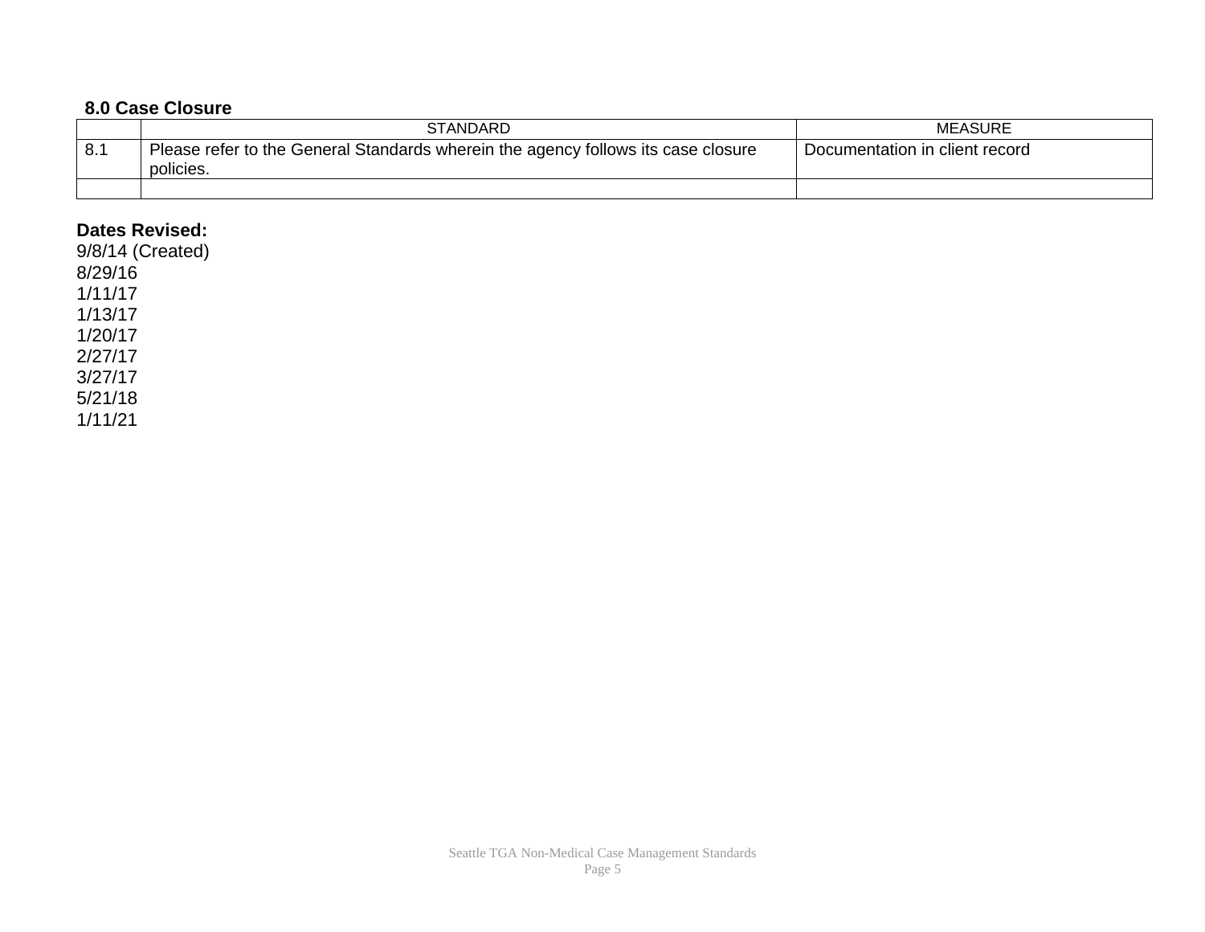### 8.0 Case Closure

| | STANDARD | MEASURE |
|---|---|---|
| 8.1 | Please refer to the General Standards wherein the agency follows its case closure policies. | Documentation in client record |
| | | |

**Dates Revised:**
9/8/14 (Created)
8/29/16
1/11/17
1/13/17
1/20/17
2/27/17
3/27/17
5/21/18
1/11/21